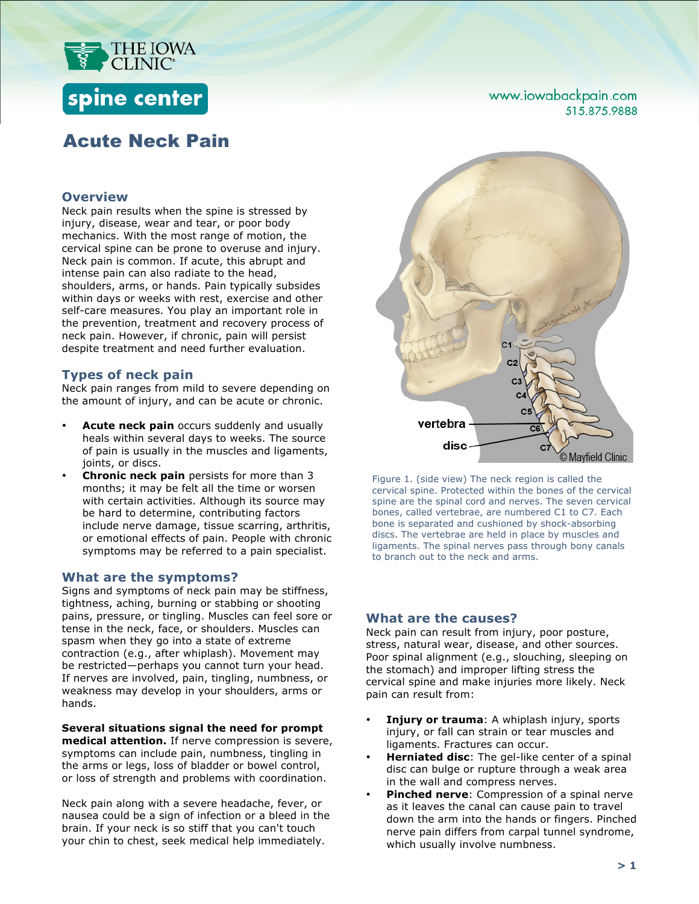THE IOWA CLINIC

spine center

www.iowabackpain.com
515.875.9888

# Acute Neck Pain

## Overview

Neck pain results when the spine is stressed by injury, disease, wear and tear, or poor body mechanics. With the most range of motion, the cervical spine can be prone to overuse and injury. Neck pain is common. If acute, this abrupt and intense pain can also radiate to the head, shoulders, arms, or hands. Pain typically subsides within days or weeks with rest, exercise and other self-care measures. You play an important role in the prevention, treatment and recovery process of neck pain. However, if chronic, pain will persist despite treatment and need further evaluation.

## Types of neck pain

Neck pain ranges from mild to severe depending on the amount of injury, and can be acute or chronic.

- **Acute neck pain** occurs suddenly and usually heals within several days to weeks. The source of pain is usually in the muscles and ligaments, joints, or discs.
- **Chronic neck pain** persists for more than 3 months; it may be felt all the time or worsen with certain activities. Although its source may be hard to determine, contributing factors include nerve damage, tissue scarring, arthritis, or emotional effects of pain. People with chronic symptoms may be referred to a pain specialist.

## What are the symptoms?

Signs and symptoms of neck pain may be stiffness, tightness, aching, burning or stabbing or shooting pains, pressure, or tingling. Muscles can feel sore or tense in the neck, face, or shoulders. Muscles can spasm when they go into a state of extreme contraction (e.g., after whiplash). Movement may be restricted—perhaps you cannot turn your head. If nerves are involved, pain, tingling, numbness, or weakness may develop in your shoulders, arms or hands.

**Several situations signal the need for prompt medical attention.** If nerve compression is severe, symptoms can include pain, numbness, tingling in the arms or legs, loss of bladder or bowel control, or loss of strength and problems with coordination.

Neck pain along with a severe headache, fever, or nausea could be a sign of infection or a bleed in the brain. If your neck is so stiff that you can't touch your chin to chest, seek medical help immediately.

Figure 1. (side view) The neck region is called the cervical spine. Protected within the bones of the cervical spine are the spinal cord and nerves. The seven cervical bones, called vertebrae, are numbered C1 to C7. Each bone is separated and cushioned by shock-absorbing discs. The vertebrae are held in place by muscles and ligaments. The spinal nerves pass through bony canals to branch out to the neck and arms.

## What are the causes?

Neck pain can result from injury, poor posture, stress, natural wear, disease, and other sources. Poor spinal alignment (e.g., slouching, sleeping on the stomach) and improper lifting stress the cervical spine and make injuries more likely. Neck pain can result from:

- **Injury or trauma**: A whiplash injury, sports injury, or fall can strain or tear muscles and ligaments. Fractures can occur.
- **Herniated disc**: The gel-like center of a spinal disc can bulge or rupture through a weak area in the wall and compress nerves.
- **Pinched nerve**: Compression of a spinal nerve as it leaves the canal can cause pain to travel down the arm into the hands or fingers. Pinched nerve pain differs from carpal tunnel syndrome, which usually involve numbness.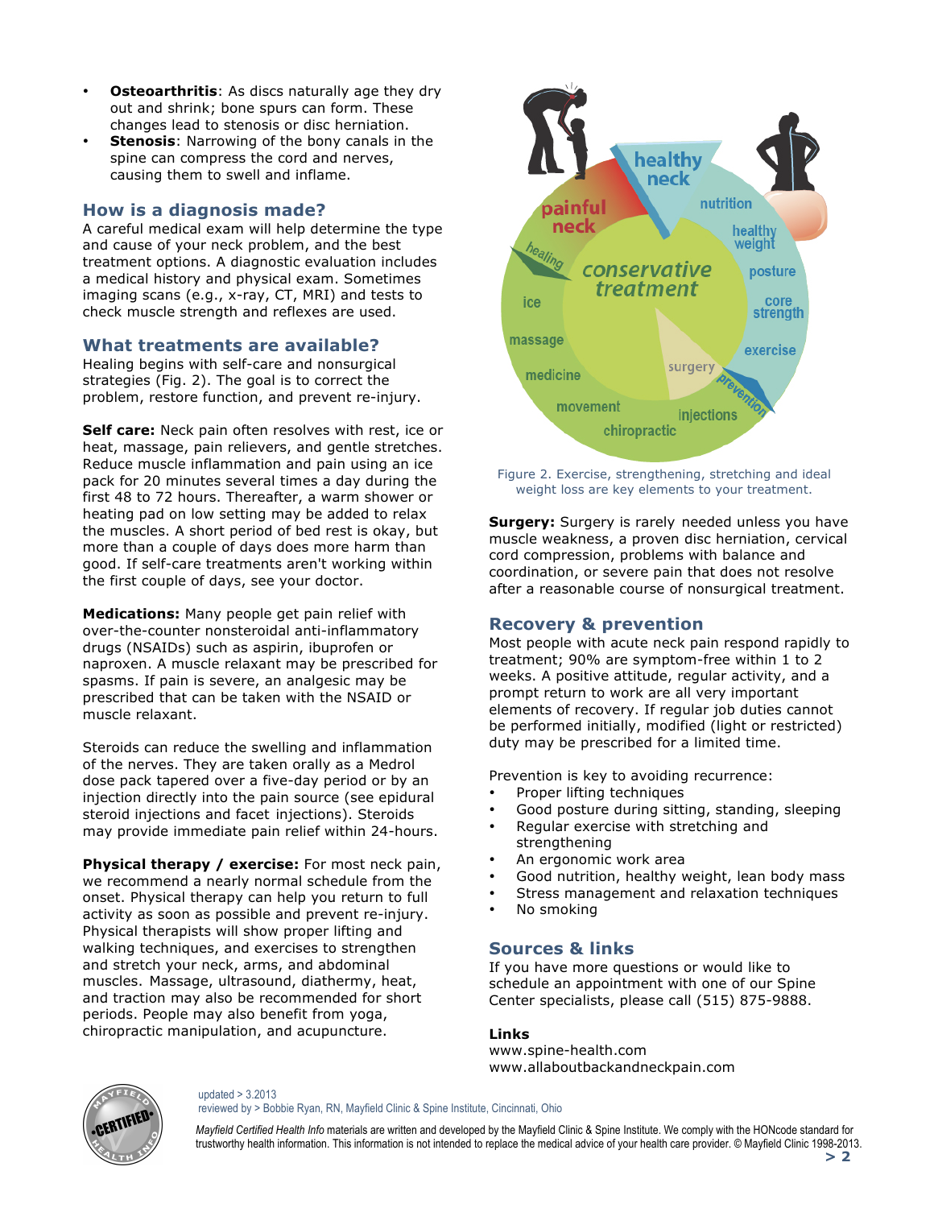- **Osteoarthritis**: As discs naturally age they dry out and shrink; bone spurs can form. These changes lead to stenosis or disc herniation.
- **Stenosis**: Narrowing of the bony canals in the spine can compress the cord and nerves, causing them to swell and inflame.

## How is a diagnosis made?

A careful medical exam will help determine the type and cause of your neck problem, and the best treatment options. A diagnostic evaluation includes a medical history and physical exam. Sometimes imaging scans (e.g., x-ray, CT, MRI) and tests to check muscle strength and reflexes are used.

## What treatments are available?

Healing begins with self-care and nonsurgical strategies (Fig. 2). The goal is to correct the problem, restore function, and prevent re-injury.

**Self care:** Neck pain often resolves with rest, ice or heat, massage, pain relievers, and gentle stretches. Reduce muscle inflammation and pain using an ice pack for 20 minutes several times a day during the first 48 to 72 hours. Thereafter, a warm shower or heating pad on low setting may be added to relax the muscles. A short period of bed rest is okay, but more than a couple of days does more harm than good. If self-care treatments aren't working within the first couple of days, see your doctor.

**Medications:** Many people get pain relief with over-the-counter nonsteroidal anti-inflammatory drugs (NSAIDs) such as aspirin, ibuprofen or naproxen. A muscle relaxant may be prescribed for spasms. If pain is severe, an analgesic may be prescribed that can be taken with the NSAID or muscle relaxant.

Steroids can reduce the swelling and inflammation of the nerves. They are taken orally as a Medrol dose pack tapered over a five-day period or by an injection directly into the pain source (see epidural steroid injections and facet injections). Steroids may provide immediate pain relief within 24-hours.

**Physical therapy / exercise:** For most neck pain, we recommend a nearly normal schedule from the onset. Physical therapy can help you return to full activity as soon as possible and prevent re-injury. Physical therapists will show proper lifting and walking techniques, and exercises to strengthen and stretch your neck, arms, and abdominal muscles. Massage, ultrasound, diathermy, heat, and traction may also be recommended for short periods. People may also benefit from yoga, chiropractic manipulation, and acupuncture.

healthy neck
painful neck
healing
conservative treatment
nutrition
healthy weight
posture
core strength
exercise
prevention
surgery
injections
chiropractic
movement
medicine
massage
ice

Figure 2. Exercise, strengthening, stretching and ideal weight loss are key elements to your treatment.

**Surgery:** Surgery is rarely needed unless you have muscle weakness, a proven disc herniation, cervical cord compression, problems with balance and coordination, or severe pain that does not resolve after a reasonable course of nonsurgical treatment.

## Recovery & prevention

Most people with acute neck pain respond rapidly to treatment; 90% are symptom-free within 1 to 2 weeks. A positive attitude, regular activity, and a prompt return to work are all very important elements of recovery. If regular job duties cannot be performed initially, modified (light or restricted) duty may be prescribed for a limited time.

Prevention is key to avoiding recurrence:

- Proper lifting techniques
- Good posture during sitting, standing, sleeping
- Regular exercise with stretching and strengthening
- An ergonomic work area
- Good nutrition, healthy weight, lean body mass
- Stress management and relaxation techniques
- No smoking

## Sources & links

If you have more questions or would like to schedule an appointment with one of our Spine Center specialists, please call (515) 875-9888.

**Links**

www.spine-health.com
www.allaboutbackandneckpain.com

updated > 3.2013
reviewed by > Bobbie Ryan, RN, Mayfield Clinic & Spine Institute, Cincinnati, Ohio

*Mayfield Certified Health Info* materials are written and developed by the Mayfield Clinic & Spine Institute. We comply with the HONcode standard for trustworthy health information. This information is not intended to replace the medical advice of your health care provider. © Mayfield Clinic 1998-2013.